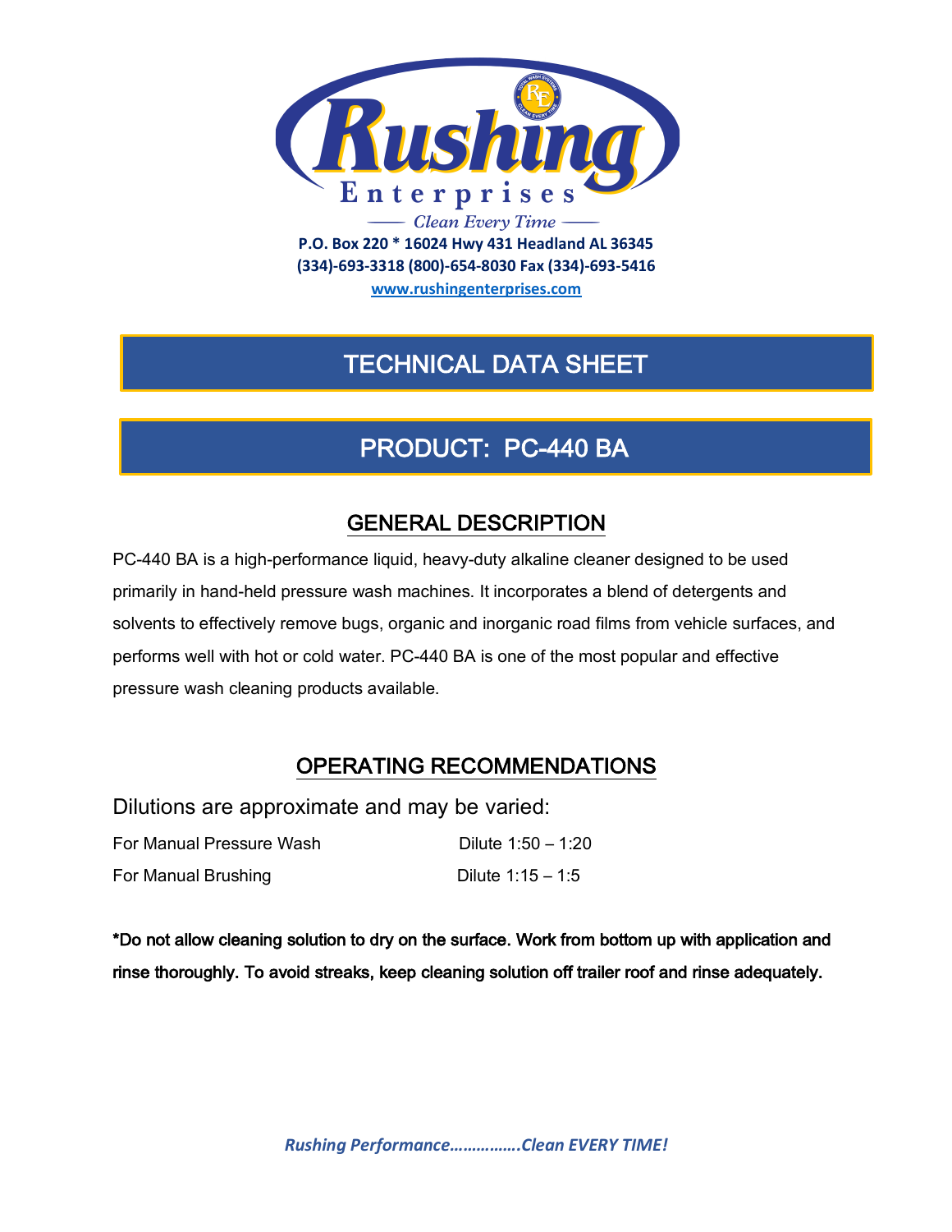# Rushing Enterprises

Clean Every Time

**P.O. Box 220 * 16024 Hwy 431 Headland AL 36345**
**(334)-693-3318 (800)-654-8030 Fax (334)-693-5416**
**www.rushingenterprises.com**

## TECHNICAL DATA SHEET

## PRODUCT: PC-440 BA

### GENERAL DESCRIPTION

PC-440 BA is a high-performance liquid, heavy-duty alkaline cleaner designed to be used primarily in hand-held pressure wash machines. It incorporates a blend of detergents and solvents to effectively remove bugs, organic and inorganic road films from vehicle surfaces, and performs well with hot or cold water. PC-440 BA is one of the most popular and effective pressure wash cleaning products available.

### OPERATING RECOMMENDATIONS

Dilutions are approximate and may be varied:

| | |
|---|---|
| For Manual Pressure Wash | Dilute 1:50 – 1:20 |
| For Manual Brushing | Dilute 1:15 – 1:5 |

**\*Do not allow cleaning solution to dry on the surface. Work from bottom up with application and rinse thoroughly. To avoid streaks, keep cleaning solution off trailer roof and rinse adequately.**

***Rushing Performance…………….Clean EVERY TIME!***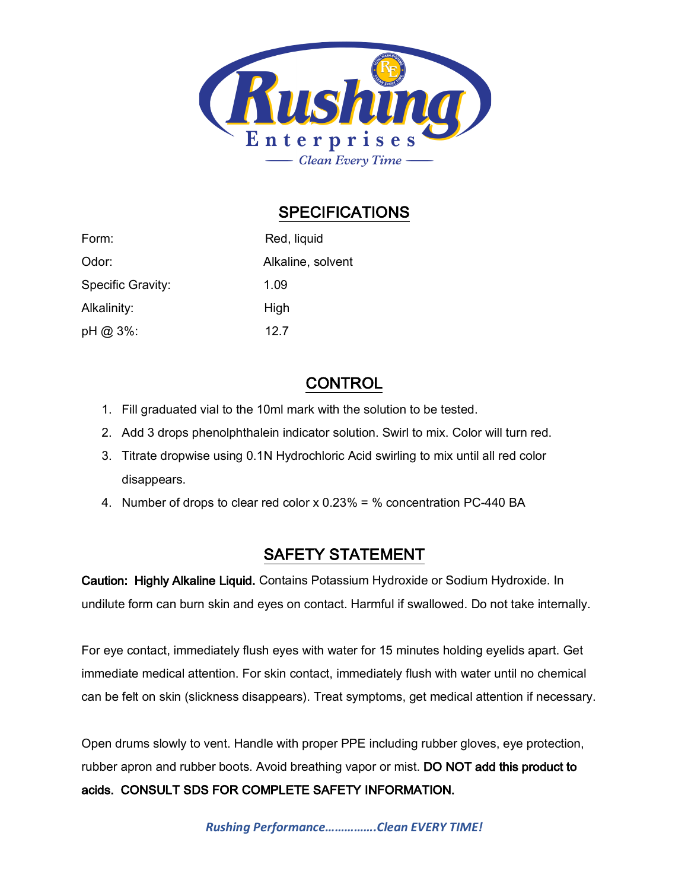# Rushing Enterprises

Clean Every Time

## SPECIFICATIONS

| | |
|---|---|
| Form: | Red, liquid |
| Odor: | Alkaline, solvent |
| Specific Gravity: | 1.09 |
| Alkalinity: | High |
| pH @ 3%: | 12.7 |

## CONTROL

1. Fill graduated vial to the 10ml mark with the solution to be tested.
2. Add 3 drops phenolphthalein indicator solution. Swirl to mix. Color will turn red.
3. Titrate dropwise using 0.1N Hydrochloric Acid swirling to mix until all red color disappears.
4. Number of drops to clear red color x 0.23% = % concentration PC-440 BA

## SAFETY STATEMENT

**Caution: Highly Alkaline Liquid.** Contains Potassium Hydroxide or Sodium Hydroxide. In undilute form can burn skin and eyes on contact. Harmful if swallowed. Do not take internally.

For eye contact, immediately flush eyes with water for 15 minutes holding eyelids apart. Get immediate medical attention. For skin contact, immediately flush with water until no chemical can be felt on skin (slickness disappears). Treat symptoms, get medical attention if necessary.

Open drums slowly to vent. Handle with proper PPE including rubber gloves, eye protection, rubber apron and rubber boots. Avoid breathing vapor or mist. **DO NOT add this product to acids. CONSULT SDS FOR COMPLETE SAFETY INFORMATION.**

***Rushing Performance…………….Clean EVERY TIME!***